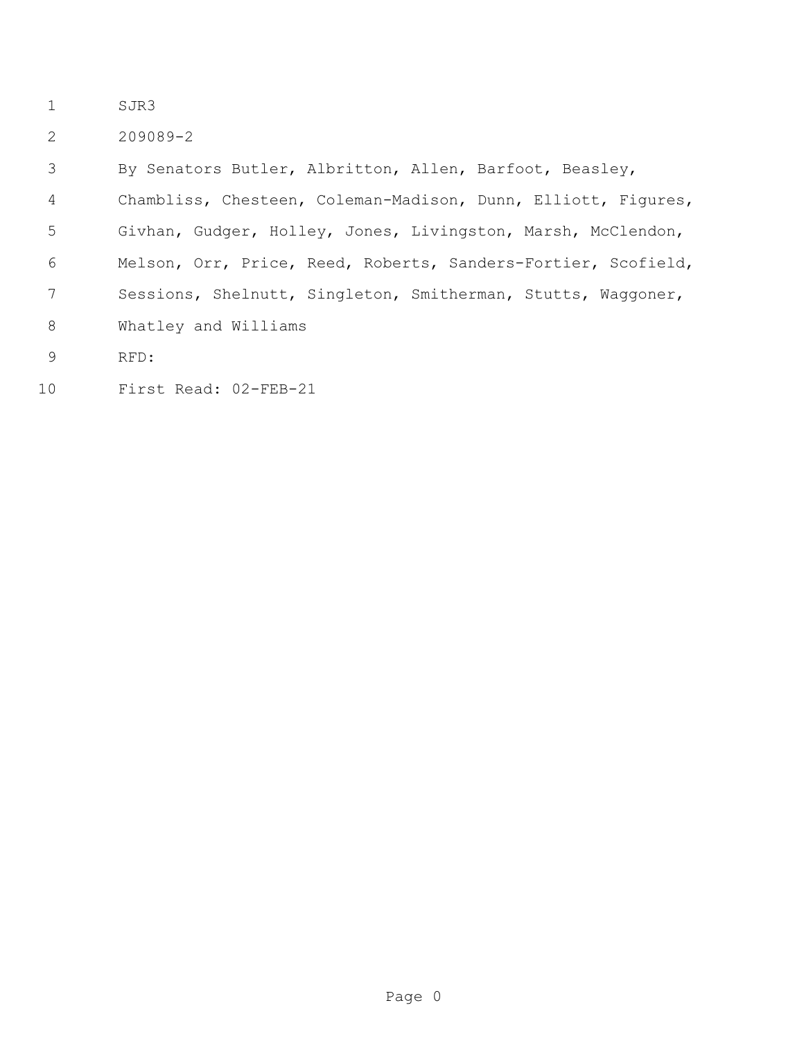SJR3

209089-2

By Senators Butler, Albritton, Allen, Barfoot, Beasley, Chambliss, Chesteen, Coleman-Madison, Dunn, Elliott, Figures, Givhan, Gudger, Holley, Jones, Livingston, Marsh, McClendon, Melson, Orr, Price, Reed, Roberts, Sanders-Fortier, Scofield, Sessions, Shelnutt, Singleton, Smitherman, Stutts, Waggoner, Whatley and Williams

RFD:

First Read: 02-FEB-21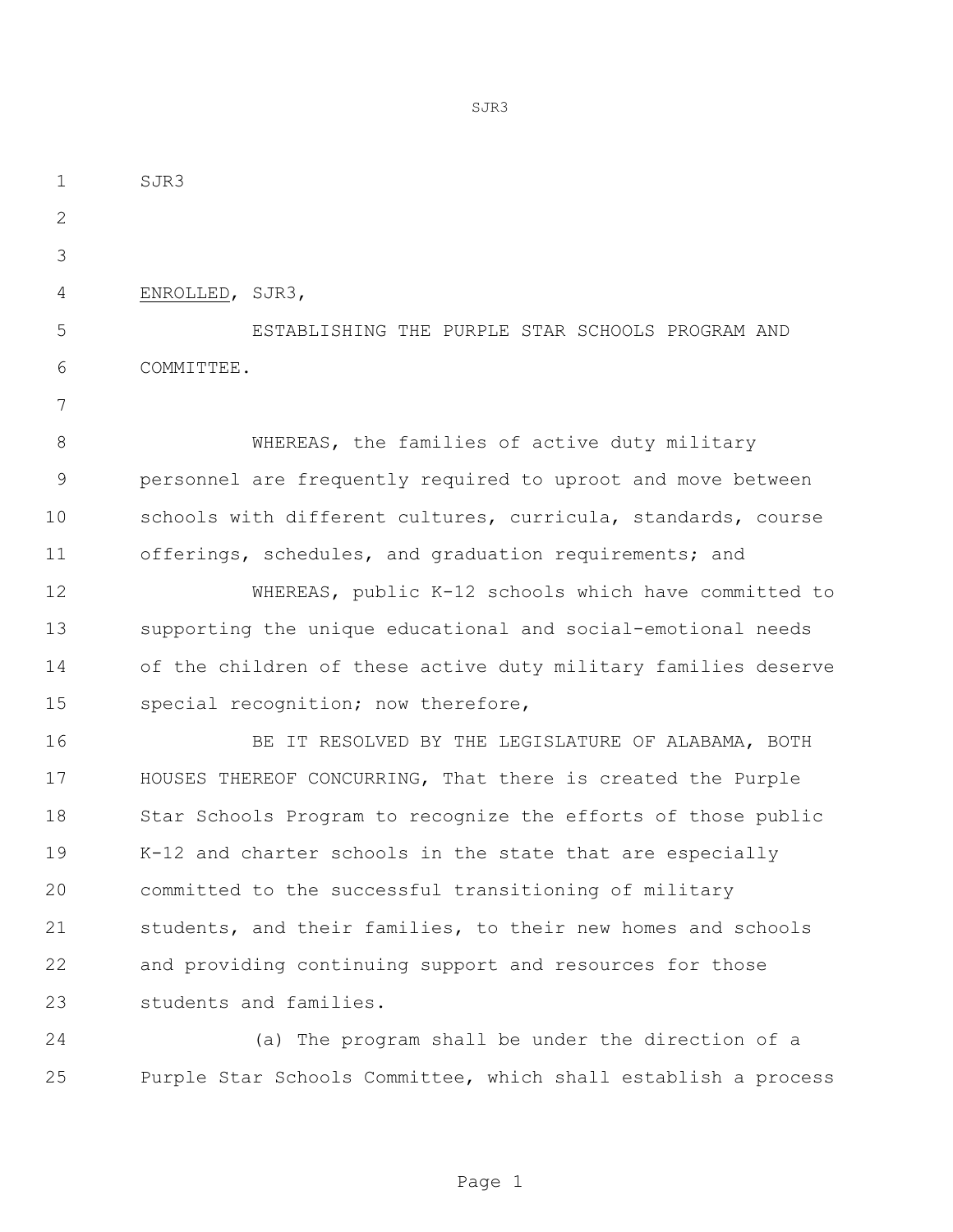SJR3

<u>ENROLLED</u>, SJR3,

ESTABLISHING THE PURPLE STAR SCHOOLS PROGRAM AND COMMITTEE.

WHEREAS, the families of active duty military personnel are frequently required to uproot and move between schools with different cultures, curricula, standards, course offerings, schedules, and graduation requirements; and

WHEREAS, public K-12 schools which have committed to supporting the unique educational and social-emotional needs of the children of these active duty military families deserve special recognition; now therefore,

BE IT RESOLVED BY THE LEGISLATURE OF ALABAMA, BOTH HOUSES THEREOF CONCURRING, That there is created the Purple Star Schools Program to recognize the efforts of those public K-12 and charter schools in the state that are especially committed to the successful transitioning of military students, and their families, to their new homes and schools and providing continuing support and resources for those students and families.

(a) The program shall be under the direction of a Purple Star Schools Committee, which shall establish a process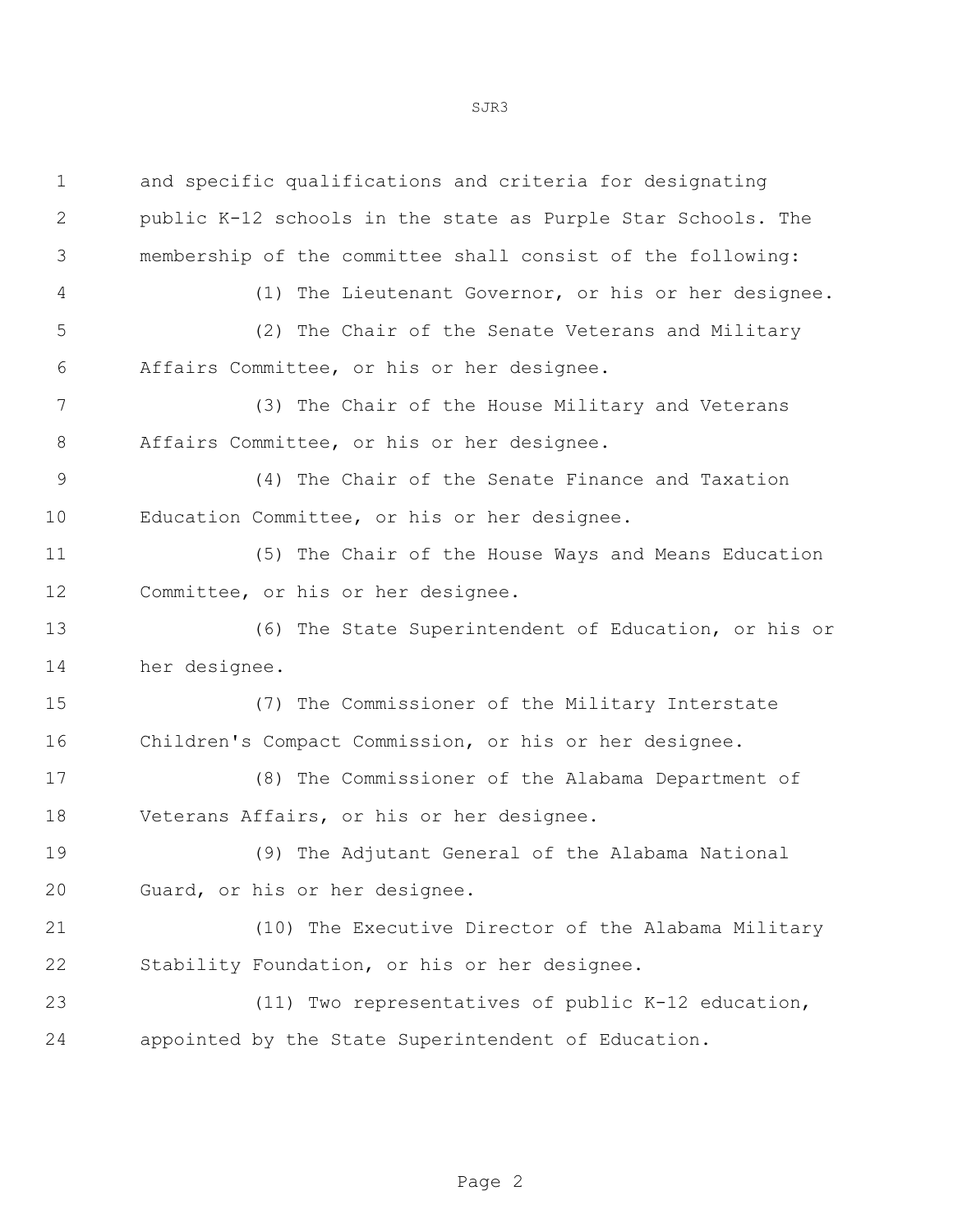and specific qualifications and criteria for designating public K-12 schools in the state as Purple Star Schools. The membership of the committee shall consist of the following:

(1) The Lieutenant Governor, or his or her designee.

(2) The Chair of the Senate Veterans and Military Affairs Committee, or his or her designee.

(3) The Chair of the House Military and Veterans Affairs Committee, or his or her designee.

(4) The Chair of the Senate Finance and Taxation Education Committee, or his or her designee.

(5) The Chair of the House Ways and Means Education Committee, or his or her designee.

(6) The State Superintendent of Education, or his or her designee.

(7) The Commissioner of the Military Interstate Children's Compact Commission, or his or her designee.

(8) The Commissioner of the Alabama Department of Veterans Affairs, or his or her designee.

(9) The Adjutant General of the Alabama National Guard, or his or her designee.

(10) The Executive Director of the Alabama Military Stability Foundation, or his or her designee.

(11) Two representatives of public K-12 education, appointed by the State Superintendent of Education.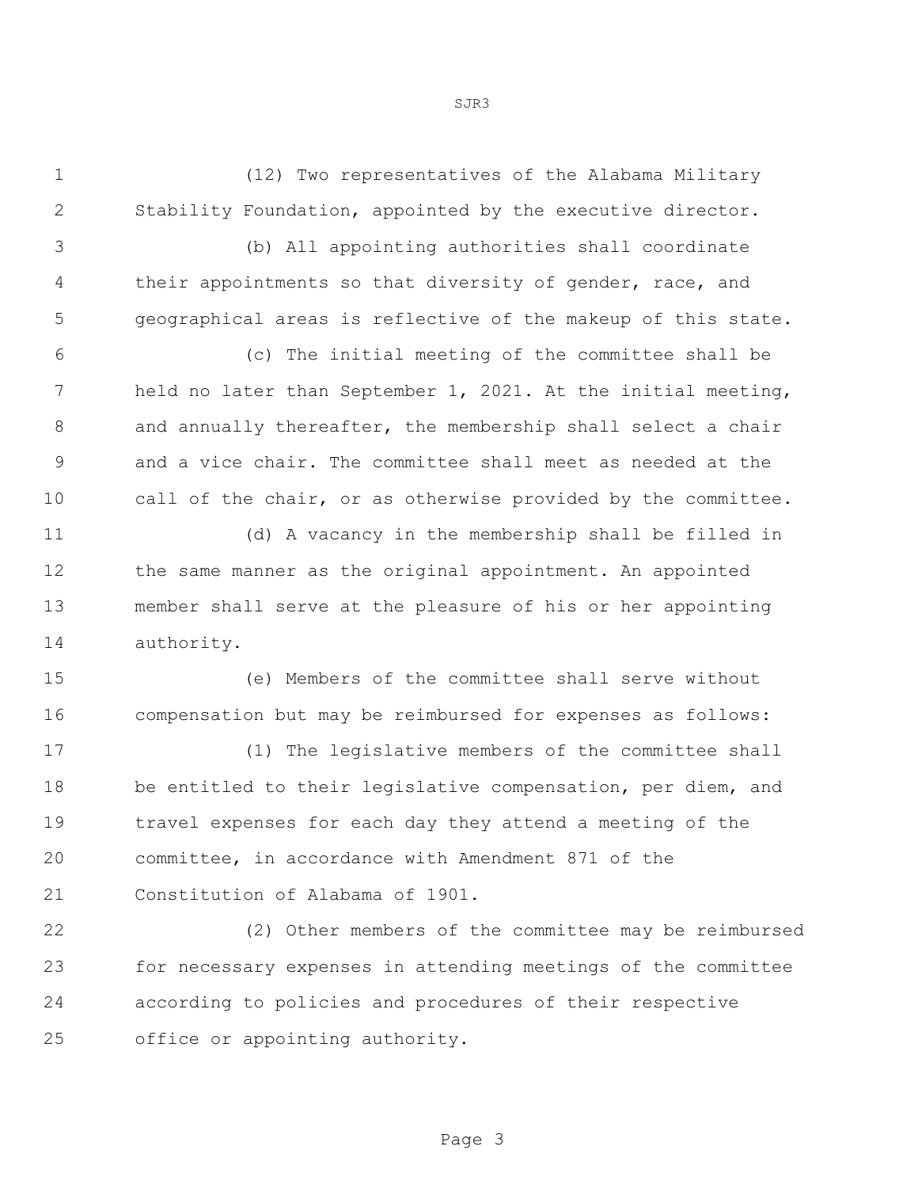(12) Two representatives of the Alabama Military Stability Foundation, appointed by the executive director.

(b) All appointing authorities shall coordinate their appointments so that diversity of gender, race, and geographical areas is reflective of the makeup of this state.

(c) The initial meeting of the committee shall be held no later than September 1, 2021. At the initial meeting, and annually thereafter, the membership shall select a chair and a vice chair. The committee shall meet as needed at the call of the chair, or as otherwise provided by the committee.

(d) A vacancy in the membership shall be filled in the same manner as the original appointment. An appointed member shall serve at the pleasure of his or her appointing authority.

(e) Members of the committee shall serve without compensation but may be reimbursed for expenses as follows:

(1) The legislative members of the committee shall be entitled to their legislative compensation, per diem, and travel expenses for each day they attend a meeting of the committee, in accordance with Amendment 871 of the Constitution of Alabama of 1901.

(2) Other members of the committee may be reimbursed for necessary expenses in attending meetings of the committee according to policies and procedures of their respective office or appointing authority.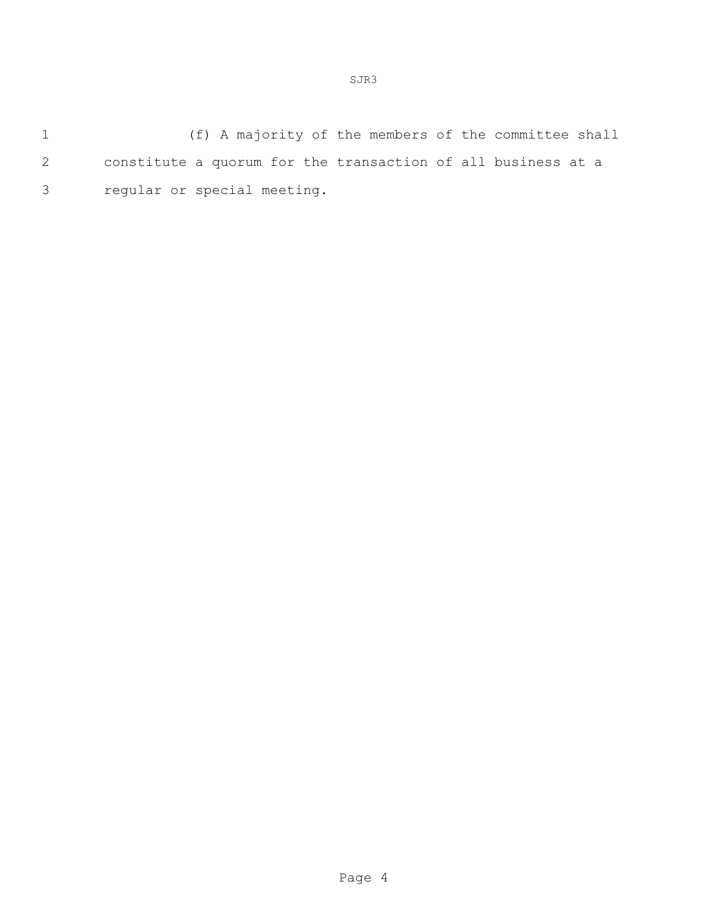(f) A majority of the members of the committee shall constitute a quorum for the transaction of all business at a regular or special meeting.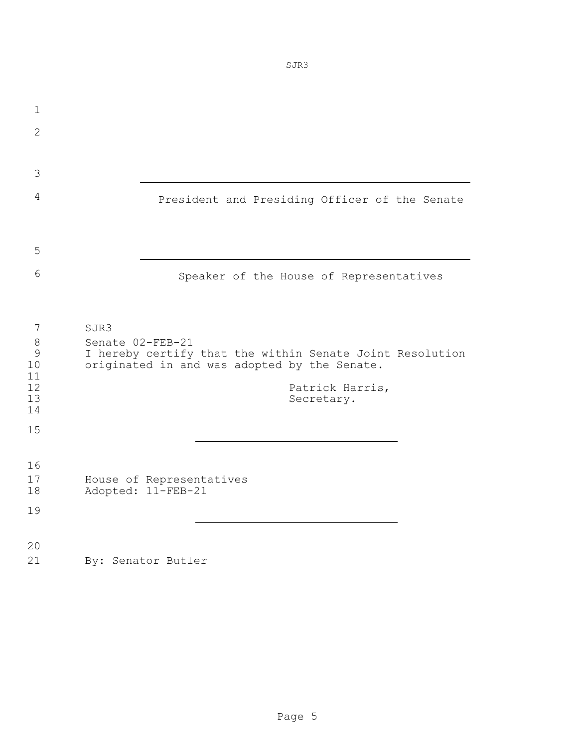\_\_\_\_\_\_\_\_\_\_\_\_\_\_\_\_\_\_\_\_\_\_\_\_\_\_\_\_\_\_\_\_\_\_\_\_\_\_\_\_

President and Presiding Officer of the Senate

\_\_\_\_\_\_\_\_\_\_\_\_\_\_\_\_\_\_\_\_\_\_\_\_\_\_\_\_\_\_\_\_\_\_\_\_\_\_\_\_

Speaker of the House of Representatives

SJR3

Senate 02-FEB-21
I hereby certify that the within Senate Joint Resolution originated in and was adopted by the Senate.

Patrick Harris,
Secretary.

\_\_\_\_\_\_\_\_\_\_\_\_\_\_\_\_\_\_\_\_\_\_\_\_\_\_\_\_\_\_

House of Representatives
Adopted: 11-FEB-21

\_\_\_\_\_\_\_\_\_\_\_\_\_\_\_\_\_\_\_\_\_\_\_\_\_\_\_\_\_\_

By: Senator Butler